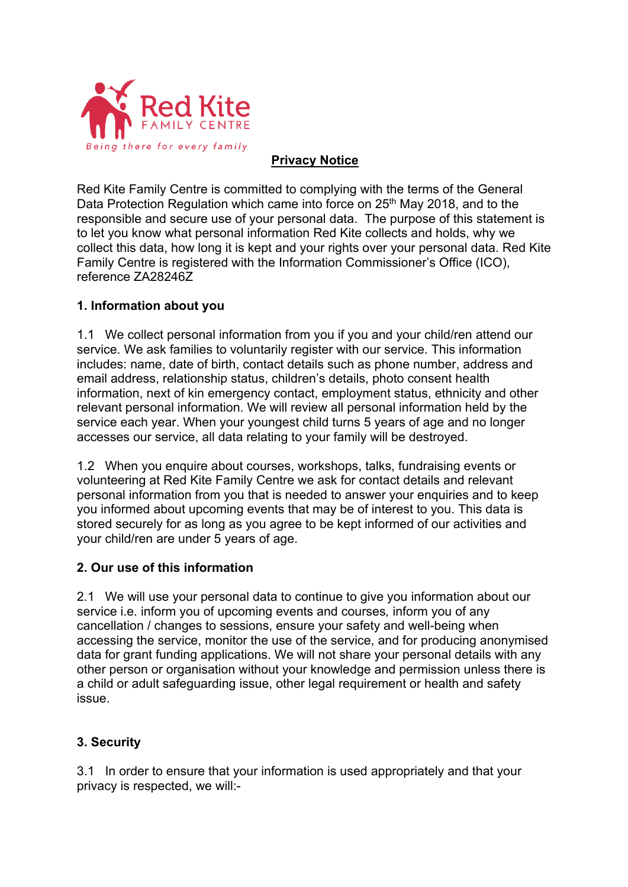Red Kite FAMILY CENTRE

*Being there for every family*

# Privacy Notice

Red Kite Family Centre is committed to complying with the terms of the General Data Protection Regulation which came into force on 25th May 2018, and to the responsible and secure use of your personal data. The purpose of this statement is to let you know what personal information Red Kite collects and holds, why we collect this data, how long it is kept and your rights over your personal data. Red Kite Family Centre is registered with the Information Commissioner's Office (ICO), reference ZA28246Z

## 1. Information about you

1.1 We collect personal information from you if you and your child/ren attend our service. We ask families to voluntarily register with our service. This information includes: name, date of birth, contact details such as phone number, address and email address, relationship status, children's details, photo consent health information, next of kin emergency contact, employment status, ethnicity and other relevant personal information. We will review all personal information held by the service each year. When your youngest child turns 5 years of age and no longer accesses our service, all data relating to your family will be destroyed.

1.2 When you enquire about courses, workshops, talks, fundraising events or volunteering at Red Kite Family Centre we ask for contact details and relevant personal information from you that is needed to answer your enquiries and to keep you informed about upcoming events that may be of interest to you. This data is stored securely for as long as you agree to be kept informed of our activities and your child/ren are under 5 years of age.

## 2. Our use of this information

2.1 We will use your personal data to continue to give you information about our service i.e. inform you of upcoming events and courses, inform you of any cancellation / changes to sessions, ensure your safety and well-being when accessing the service, monitor the use of the service, and for producing anonymised data for grant funding applications. We will not share your personal details with any other person or organisation without your knowledge and permission unless there is a child or adult safeguarding issue, other legal requirement or health and safety issue.

## 3. Security

3.1 In order to ensure that your information is used appropriately and that your privacy is respected, we will:-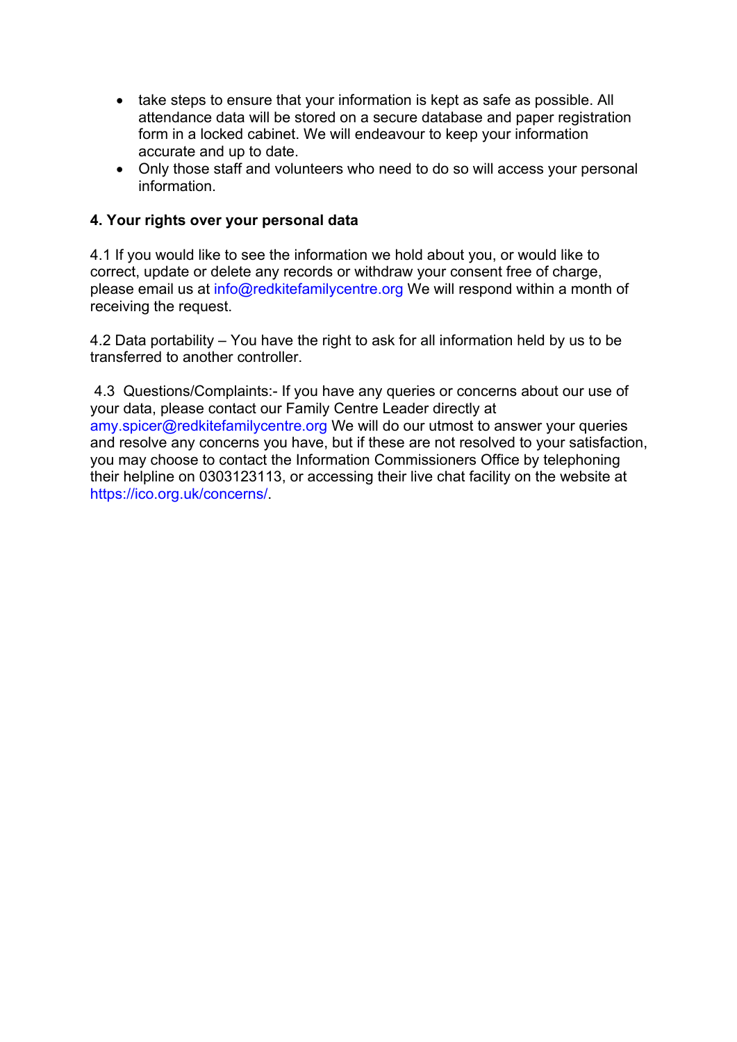- take steps to ensure that your information is kept as safe as possible. All attendance data will be stored on a secure database and paper registration form in a locked cabinet. We will endeavour to keep your information accurate and up to date.
- Only those staff and volunteers who need to do so will access your personal information.

**4. Your rights over your personal data**

4.1 If you would like to see the information we hold about you, or would like to correct, update or delete any records or withdraw your consent free of charge, please email us at info@redkitefamilycentre.org We will respond within a month of receiving the request.

4.2 Data portability – You have the right to ask for all information held by us to be transferred to another controller.

4.3 Questions/Complaints:- If you have any queries or concerns about our use of your data, please contact our Family Centre Leader directly at amy.spicer@redkitefamilycentre.org We will do our utmost to answer your queries and resolve any concerns you have, but if these are not resolved to your satisfaction, you may choose to contact the Information Commissioners Office by telephoning their helpline on 0303123113, or accessing their live chat facility on the website at https://ico.org.uk/concerns/.